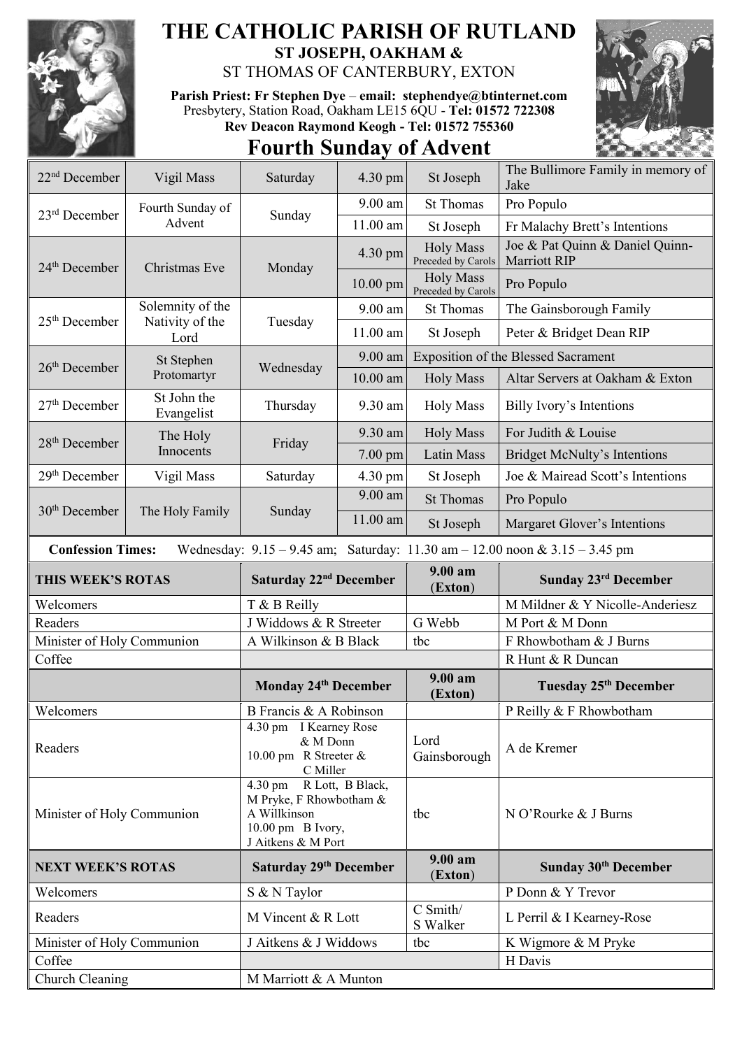# THE CATHOLIC PARISH OF RUTLAND

**ST JOSEPH, OAKHAM &**

ST THOMAS OF CANTERBURY, EXTON

**Parish Priest: Fr Stephen Dye – email: stephendye@btinternet.com**

Presbytery, Station Road, Oakham LE15 6QU - **Tel: 01572 722308**

**Rev Deacon Raymond Keogh - Tel: 01572 755360**

## Fourth Sunday of Advent

| Date | Occasion | Day | Time | Location | Intention |
|---|---|---|---|---|---|
| 22nd December | Vigil Mass | Saturday | 4.30 pm | St Joseph | The Bullimore Family in memory of Jake |
| 23rd December | Fourth Sunday of Advent | Sunday | 9.00 am | St Thomas | Pro Populo |
| | | | 11.00 am | St Joseph | Fr Malachy Brett's Intentions |
| 24th December | Christmas Eve | Monday | 4.30 pm | Holy Mass Preceded by Carols | Joe & Pat Quinn & Daniel Quinn-Marriott RIP |
| | | | 10.00 pm | Holy Mass Preceded by Carols | Pro Populo |
| 25th December | Solemnity of the Nativity of the Lord | Tuesday | 9.00 am | St Thomas | The Gainsborough Family |
| | | | 11.00 am | St Joseph | Peter & Bridget Dean RIP |
| 26th December | St Stephen Protomartyr | Wednesday | 9.00 am | Exposition of the Blessed Sacrament | |
| | | | 10.00 am | Holy Mass | Altar Servers at Oakham & Exton |
| 27th December | St John the Evangelist | Thursday | 9.30 am | Holy Mass | Billy Ivory's Intentions |
| 28th December | The Holy Innocents | Friday | 9.30 am | Holy Mass | For Judith & Louise |
| | | | 7.00 pm | Latin Mass | Bridget McNulty's Intentions |
| 29th December | Vigil Mass | Saturday | 4.30 pm | St Joseph | Joe & Mairead Scott's Intentions |
| 30th December | The Holy Family | Sunday | 9.00 am | St Thomas | Pro Populo |
| | | | 11.00 am | St Joseph | Margaret Glover's Intentions |

**Confession Times:** Wednesday: 9.15 – 9.45 am; Saturday: 11.30 am – 12.00 noon & 3.15 – 3.45 pm

| **THIS WEEK'S ROTAS** | **Saturday 22nd December** | **9.00 am (Exton)** | **Sunday 23rd December** |
|---|---|---|---|
| Welcomers | T & B Reilly | | M Mildner & Y Nicolle-Anderiesz |
| Readers | J Widdows & R Streeter | G Webb | M Port & M Donn |
| Minister of Holy Communion | A Wilkinson & B Black | tbc | F Rhowbotham & J Burns |
| Coffee | | | R Hunt & R Duncan |
| | **Monday 24th December** | **9.00 am (Exton)** | **Tuesday 25th December** |
| Welcomers | B Francis & A Robinson | | P Reilly & F Rhowbotham |
| Readers | 4.30 pm I Kearney Rose & M Donn<br>10.00 pm R Streeter & C Miller | Lord Gainsborough | A de Kremer |
| Minister of Holy Communion | 4.30 pm R Lott, B Black, M Pryke, F Rhowbotham & A Willkinson<br>10.00 pm B Ivory, J Aitkens & M Port | tbc | N O'Rourke & J Burns |
| **NEXT WEEK'S ROTAS** | **Saturday 29th December** | **9.00 am (Exton)** | **Sunday 30th December** |
| Welcomers | S & N Taylor | | P Donn & Y Trevor |
| Readers | M Vincent & R Lott | C Smith/ S Walker | L Perril & I Kearney-Rose |
| Minister of Holy Communion | J Aitkens & J Widdows | tbc | K Wigmore & M Pryke |
| Coffee | | | H Davis |
| Church Cleaning | M Marriott & A Munton | | |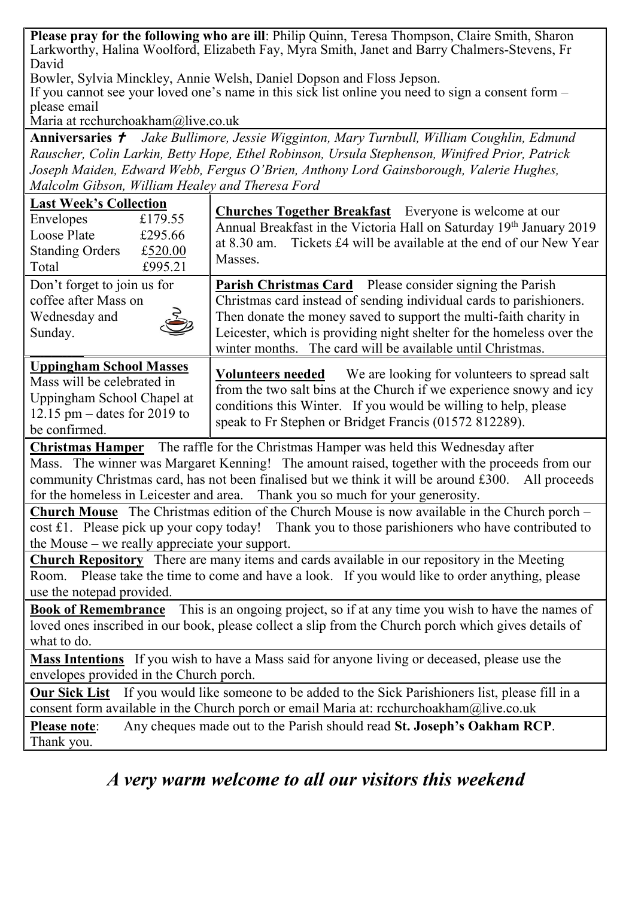**Please pray for the following who are ill**: Philip Quinn, Teresa Thompson, Claire Smith, Sharon Larkworthy, Halina Woolford, Elizabeth Fay, Myra Smith, Janet and Barry Chalmers-Stevens, Fr David Bowler, Sylvia Minckley, Annie Welsh, Daniel Dopson and Floss Jepson.
If you cannot see your loved one's name in this sick list online you need to sign a consent form – please email Maria at rcchurchoakham@live.co.uk

**Anniversaries** ✝ *Jake Bullimore, Jessie Wigginton, Mary Turnbull, William Coughlin, Edmund Rauscher, Colin Larkin, Betty Hope, Ethel Robinson, Ursula Stephenson, Winifred Prior, Patrick Joseph Maiden, Edward Webb, Fergus O'Brien, Anthony Lord Gainsborough, Valerie Hughes, Malcolm Gibson, William Healey and Theresa Ford*

**Last Week's Collection**

| | |
|---|---|
| Envelopes | £179.55 |
| Loose Plate | £295.66 |
| Standing Orders | £520.00 |
| Total | £995.21 |

**Churches Together Breakfast** Everyone is welcome at our Annual Breakfast in the Victoria Hall on Saturday 19th January 2019 at 8.30 am. Tickets £4 will be available at the end of our New Year Masses.

Don't forget to join us for coffee after Mass on Wednesday and Sunday.

**Parish Christmas Card** Please consider signing the Parish Christmas card instead of sending individual cards to parishioners. Then donate the money saved to support the multi-faith charity in Leicester, which is providing night shelter for the homeless over the winter months. The card will be available until Christmas.

**Uppingham School Masses**
Mass will be celebrated in Uppingham School Chapel at 12.15 pm – dates for 2019 to be confirmed.

**Volunteers needed** We are looking for volunteers to spread salt from the two salt bins at the Church if we experience snowy and icy conditions this Winter. If you would be willing to help, please speak to Fr Stephen or Bridget Francis (01572 812289).

**Christmas Hamper** The raffle for the Christmas Hamper was held this Wednesday after Mass. The winner was Margaret Kenning! The amount raised, together with the proceeds from our community Christmas card, has not been finalised but we think it will be around £300. All proceeds for the homeless in Leicester and area. Thank you so much for your generosity.

**Church Mouse** The Christmas edition of the Church Mouse is now available in the Church porch – cost £1. Please pick up your copy today! Thank you to those parishioners who have contributed to the Mouse – we really appreciate your support.

**Church Repository** There are many items and cards available in our repository in the Meeting Room. Please take the time to come and have a look. If you would like to order anything, please use the notepad provided.

**Book of Remembrance** This is an ongoing project, so if at any time you wish to have the names of loved ones inscribed in our book, please collect a slip from the Church porch which gives details of what to do.

**Mass Intentions** If you wish to have a Mass said for anyone living or deceased, please use the envelopes provided in the Church porch.

**Our Sick List** If you would like someone to be added to the Sick Parishioners list, please fill in a consent form available in the Church porch or email Maria at: rcchurchoakham@live.co.uk

**Please note**: Any cheques made out to the Parish should read **St. Joseph's Oakham RCP**. Thank you.

## *A very warm welcome to all our visitors this weekend*